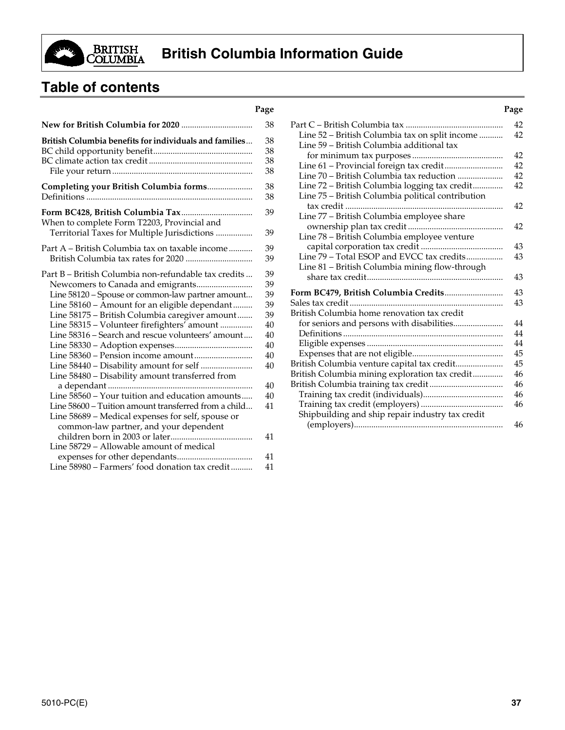# British Columbia Information Guide

## Table of contents

| | Page |
|---|---|
| **New for British Columbia for 2020** | 38 |
| **British Columbia benefits for individuals and families** | 38 |
| BC child opportunity benefit | 38 |
| BC climate action tax credit | 38 |
| File your return | 38 |
| **Completing your British Columbia forms** | 38 |
| Definitions | 38 |
| **Form BC428, British Columbia Tax** | 39 |
| When to complete Form T2203, Provincial and Territorial Taxes for Multiple Jurisdictions | 39 |
| Part A – British Columbia tax on taxable income | 39 |
| British Columbia tax rates for 2020 | 39 |
| Part B – British Columbia non-refundable tax credits | 39 |
| Newcomers to Canada and emigrants | 39 |
| Line 58120 – Spouse or common-law partner amount | 39 |
| Line 58160 – Amount for an eligible dependant | 39 |
| Line 58175 – British Columbia caregiver amount | 39 |
| Line 58315 – Volunteer firefighters' amount | 40 |
| Line 58316 – Search and rescue volunteers' amount | 40 |
| Line 58330 – Adoption expenses | 40 |
| Line 58360 – Pension income amount | 40 |
| Line 58440 – Disability amount for self | 40 |
| Line 58480 – Disability amount transferred from a dependant | 40 |
| Line 58560 – Your tuition and education amounts | 40 |
| Line 58600 – Tuition amount transferred from a child | 41 |
| Line 58689 – Medical expenses for self, spouse or common-law partner, and your dependent children born in 2003 or later | 41 |
| Line 58729 – Allowable amount of medical expenses for other dependants | 41 |
| Line 58980 – Farmers' food donation tax credit | 41 |
| Part C – British Columbia tax | 42 |
| Line 52 – British Columbia tax on split income | 42 |
| Line 59 – British Columbia additional tax for minimum tax purposes | 42 |
| Line 61 – Provincial foreign tax credit | 42 |
| Line 70 – British Columbia tax reduction | 42 |
| Line 72 – British Columbia logging tax credit | 42 |
| Line 75 – British Columbia political contribution tax credit | 42 |
| Line 77 – British Columbia employee share ownership plan tax credit | 42 |
| Line 78 – British Columbia employee venture capital corporation tax credit | 43 |
| Line 79 – Total ESOP and EVCC tax credits | 43 |
| Line 81 – British Columbia mining flow-through share tax credit | 43 |
| **Form BC479, British Columbia Credits** | 43 |
| Sales tax credit | 43 |
| British Columbia home renovation tax credit for seniors and persons with disabilities | 44 |
| Definitions | 44 |
| Eligible expenses | 44 |
| Expenses that are not eligible | 45 |
| British Columbia venture capital tax credit | 45 |
| British Columbia mining exploration tax credit | 46 |
| British Columbia training tax credit | 46 |
| Training tax credit (individuals) | 46 |
| Training tax credit (employers) | 46 |
| Shipbuilding and ship repair industry tax credit (employers) | 46 |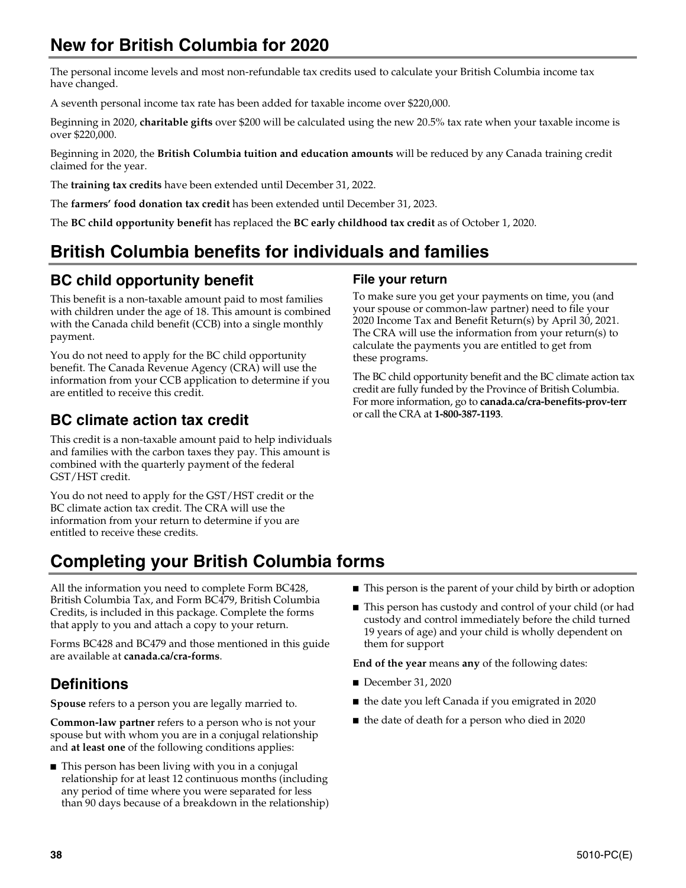# New for British Columbia for 2020

The personal income levels and most non-refundable tax credits used to calculate your British Columbia income tax have changed.

A seventh personal income tax rate has been added for taxable income over $220,000.

Beginning in 2020, **charitable gifts** over $200 will be calculated using the new 20.5% tax rate when your taxable income is over $220,000.

Beginning in 2020, the **British Columbia tuition and education amounts** will be reduced by any Canada training credit claimed for the year.

The **training tax credits** have been extended until December 31, 2022.

The **farmers' food donation tax credit** has been extended until December 31, 2023.

The **BC child opportunity benefit** has replaced the **BC early childhood tax credit** as of October 1, 2020.

# British Columbia benefits for individuals and families

## BC child opportunity benefit

This benefit is a non-taxable amount paid to most families with children under the age of 18. This amount is combined with the Canada child benefit (CCB) into a single monthly payment.

You do not need to apply for the BC child opportunity benefit. The Canada Revenue Agency (CRA) will use the information from your CCB application to determine if you are entitled to receive this credit.

## BC climate action tax credit

This credit is a non-taxable amount paid to help individuals and families with the carbon taxes they pay. This amount is combined with the quarterly payment of the federal GST/HST credit.

You do not need to apply for the GST/HST credit or the BC climate action tax credit. The CRA will use the information from your return to determine if you are entitled to receive these credits.

### File your return

To make sure you get your payments on time, you (and your spouse or common-law partner) need to file your 2020 Income Tax and Benefit Return(s) by April 30, 2021. The CRA will use the information from your return(s) to calculate the payments you are entitled to get from these programs.

The BC child opportunity benefit and the BC climate action tax credit are fully funded by the Province of British Columbia. For more information, go to **canada.ca/cra-benefits-prov-terr** or call the CRA at **1-800-387-1193**.

# Completing your British Columbia forms

All the information you need to complete Form BC428, British Columbia Tax, and Form BC479, British Columbia Credits, is included in this package. Complete the forms that apply to you and attach a copy to your return.

Forms BC428 and BC479 and those mentioned in this guide are available at **canada.ca/cra-forms**.

## Definitions

**Spouse** refers to a person you are legally married to.

**Common-law partner** refers to a person who is not your spouse but with whom you are in a conjugal relationship and **at least one** of the following conditions applies:

- This person has been living with you in a conjugal relationship for at least 12 continuous months (including any period of time where you were separated for less than 90 days because of a breakdown in the relationship)
- This person is the parent of your child by birth or adoption
- This person has custody and control of your child (or had custody and control immediately before the child turned 19 years of age) and your child is wholly dependent on them for support

**End of the year** means **any** of the following dates:

- December 31, 2020
- the date you left Canada if you emigrated in 2020
- the date of death for a person who died in 2020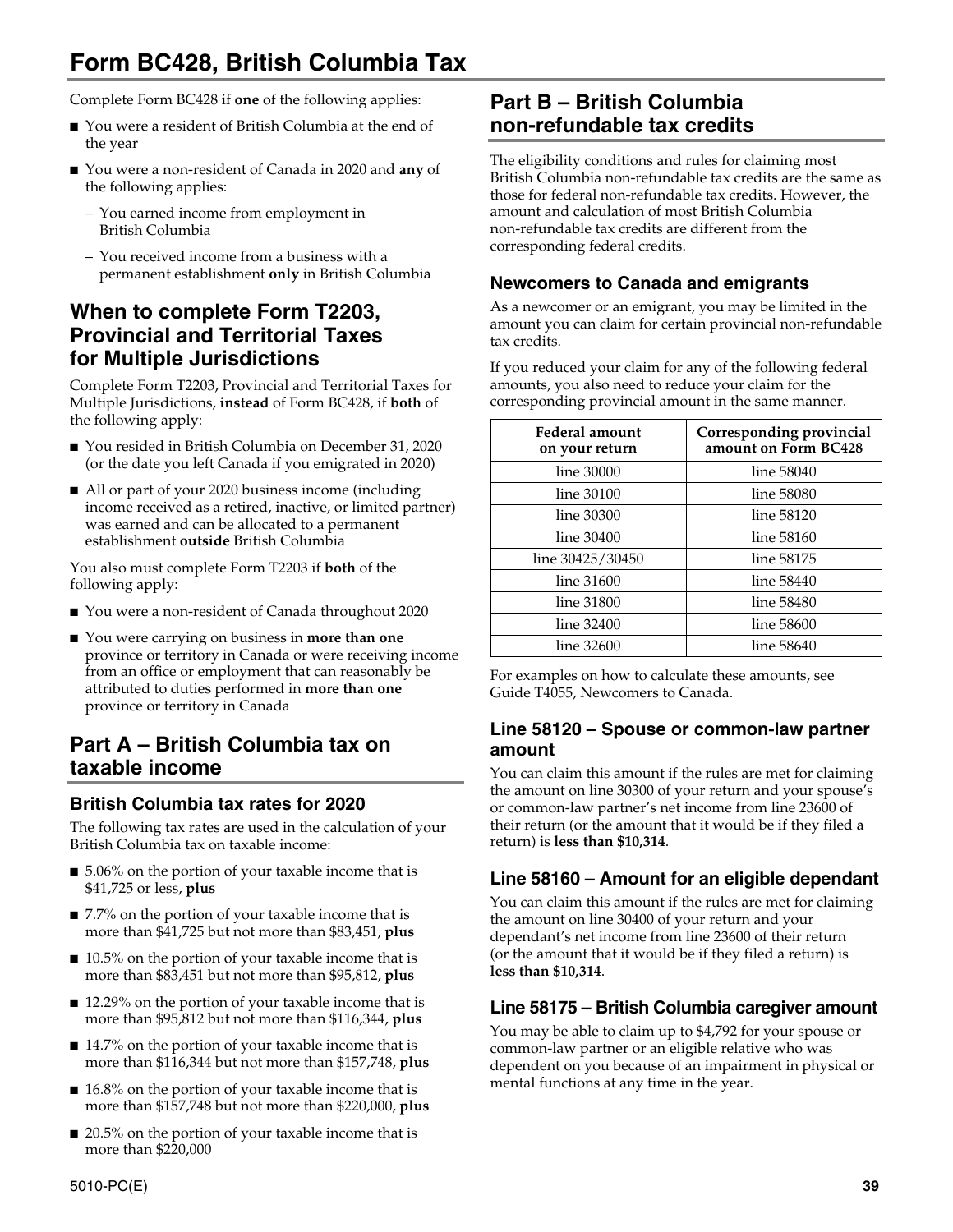# Form BC428, British Columbia Tax

Complete Form BC428 if **one** of the following applies:

- You were a resident of British Columbia at the end of the year
- You were a non-resident of Canada in 2020 and **any** of the following applies:
  - You earned income from employment in British Columbia
  - You received income from a business with a permanent establishment **only** in British Columbia

## When to complete Form T2203, Provincial and Territorial Taxes for Multiple Jurisdictions

Complete Form T2203, Provincial and Territorial Taxes for Multiple Jurisdictions, **instead** of Form BC428, if **both** of the following apply:

- You resided in British Columbia on December 31, 2020 (or the date you left Canada if you emigrated in 2020)
- All or part of your 2020 business income (including income received as a retired, inactive, or limited partner) was earned and can be allocated to a permanent establishment **outside** British Columbia

You also must complete Form T2203 if **both** of the following apply:

- You were a non-resident of Canada throughout 2020
- You were carrying on business in **more than one** province or territory in Canada or were receiving income from an office or employment that can reasonably be attributed to duties performed in **more than one** province or territory in Canada

## Part A – British Columbia tax on taxable income

### British Columbia tax rates for 2020

The following tax rates are used in the calculation of your British Columbia tax on taxable income:

- 5.06% on the portion of your taxable income that is $41,725 or less, **plus**
- 7.7% on the portion of your taxable income that is more than $41,725 but not more than $83,451, **plus**
- 10.5% on the portion of your taxable income that is more than $83,451 but not more than $95,812, **plus**
- 12.29% on the portion of your taxable income that is more than $95,812 but not more than $116,344, **plus**
- 14.7% on the portion of your taxable income that is more than $116,344 but not more than $157,748, **plus**
- 16.8% on the portion of your taxable income that is more than $157,748 but not more than $220,000, **plus**
- 20.5% on the portion of your taxable income that is more than $220,000

## Part B – British Columbia non-refundable tax credits

The eligibility conditions and rules for claiming most British Columbia non-refundable tax credits are the same as those for federal non-refundable tax credits. However, the amount and calculation of most British Columbia non-refundable tax credits are different from the corresponding federal credits.

### Newcomers to Canada and emigrants

As a newcomer or an emigrant, you may be limited in the amount you can claim for certain provincial non-refundable tax credits.

If you reduced your claim for any of the following federal amounts, you also need to reduce your claim for the corresponding provincial amount in the same manner.

| Federal amount on your return | Corresponding provincial amount on Form BC428 |
|---|---|
| line 30000 | line 58040 |
| line 30100 | line 58080 |
| line 30300 | line 58120 |
| line 30400 | line 58160 |
| line 30425/30450 | line 58175 |
| line 31600 | line 58440 |
| line 31800 | line 58480 |
| line 32400 | line 58600 |
| line 32600 | line 58640 |

For examples on how to calculate these amounts, see Guide T4055, Newcomers to Canada.

### Line 58120 – Spouse or common-law partner amount

You can claim this amount if the rules are met for claiming the amount on line 30300 of your return and your spouse's or common-law partner's net income from line 23600 of their return (or the amount that it would be if they filed a return) is **less than $10,314**.

### Line 58160 – Amount for an eligible dependant

You can claim this amount if the rules are met for claiming the amount on line 30400 of your return and your dependant's net income from line 23600 of their return (or the amount that it would be if they filed a return) is **less than $10,314**.

### Line 58175 – British Columbia caregiver amount

You may be able to claim up to $4,792 for your spouse or common-law partner or an eligible relative who was dependent on you because of an impairment in physical or mental functions at any time in the year.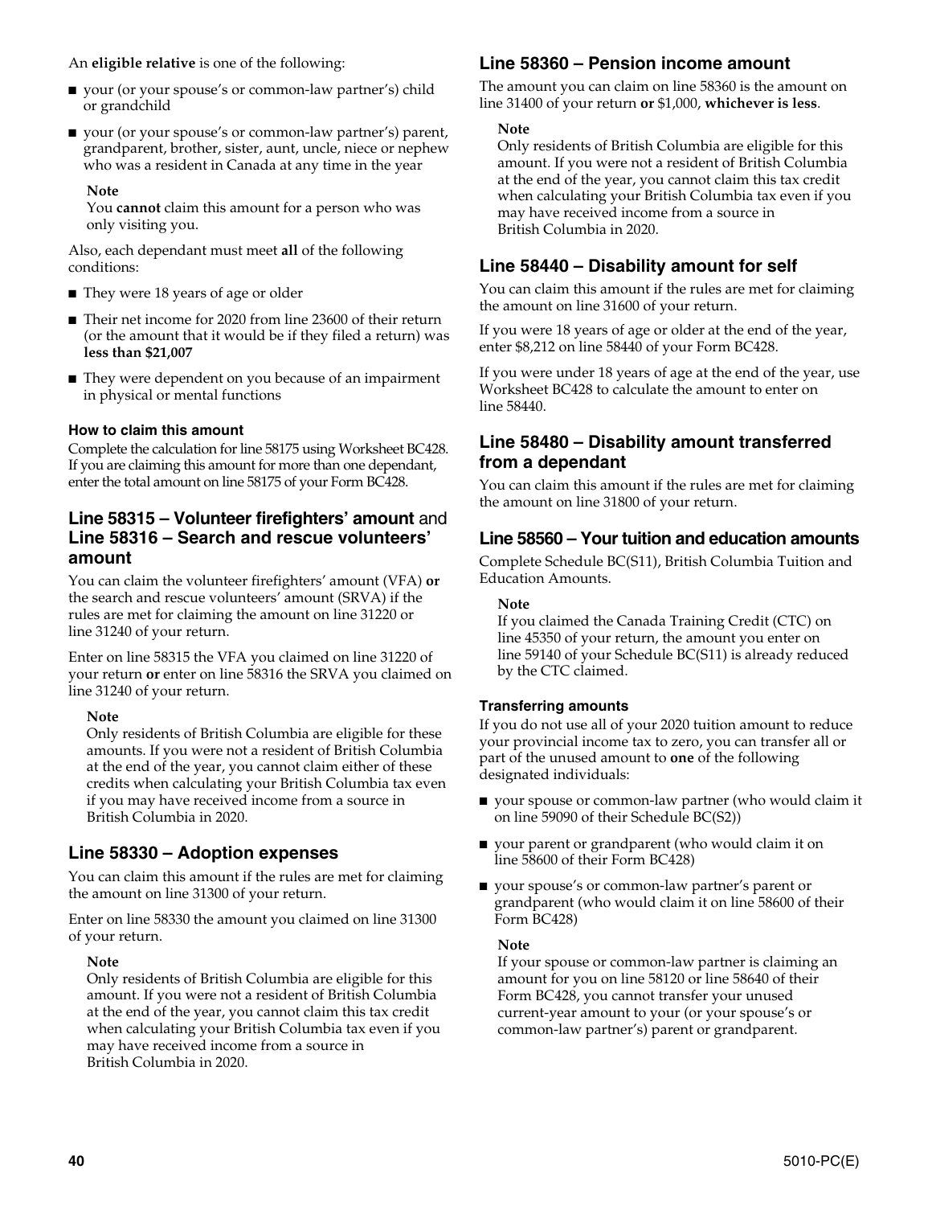An **eligible relative** is one of the following:

- your (or your spouse's or common-law partner's) child or grandchild
- your (or your spouse's or common-law partner's) parent, grandparent, brother, sister, aunt, uncle, niece or nephew who was a resident in Canada at any time in the year

**Note**
You **cannot** claim this amount for a person who was only visiting you.

Also, each dependant must meet **all** of the following conditions:

- They were 18 years of age or older
- Their net income for 2020 from line 23600 of their return (or the amount that it would be if they filed a return) was **less than $21,007**
- They were dependent on you because of an impairment in physical or mental functions

#### How to claim this amount

Complete the calculation for line 58175 using Worksheet BC428. If you are claiming this amount for more than one dependant, enter the total amount on line 58175 of your Form BC428.

### Line 58315 – Volunteer firefighters' amount and Line 58316 – Search and rescue volunteers' amount

You can claim the volunteer firefighters' amount (VFA) **or** the search and rescue volunteers' amount (SRVA) if the rules are met for claiming the amount on line 31220 or line 31240 of your return.

Enter on line 58315 the VFA you claimed on line 31220 of your return **or** enter on line 58316 the SRVA you claimed on line 31240 of your return.

**Note**
Only residents of British Columbia are eligible for these amounts. If you were not a resident of British Columbia at the end of the year, you cannot claim either of these credits when calculating your British Columbia tax even if you may have received income from a source in British Columbia in 2020.

### Line 58330 – Adoption expenses

You can claim this amount if the rules are met for claiming the amount on line 31300 of your return.

Enter on line 58330 the amount you claimed on line 31300 of your return.

**Note**
Only residents of British Columbia are eligible for this amount. If you were not a resident of British Columbia at the end of the year, you cannot claim this tax credit when calculating your British Columbia tax even if you may have received income from a source in British Columbia in 2020.

### Line 58360 – Pension income amount

The amount you can claim on line 58360 is the amount on line 31400 of your return **or** $1,000, **whichever is less**.

**Note**
Only residents of British Columbia are eligible for this amount. If you were not a resident of British Columbia at the end of the year, you cannot claim this tax credit when calculating your British Columbia tax even if you may have received income from a source in British Columbia in 2020.

### Line 58440 – Disability amount for self

You can claim this amount if the rules are met for claiming the amount on line 31600 of your return.

If you were 18 years of age or older at the end of the year, enter $8,212 on line 58440 of your Form BC428.

If you were under 18 years of age at the end of the year, use Worksheet BC428 to calculate the amount to enter on line 58440.

### Line 58480 – Disability amount transferred from a dependant

You can claim this amount if the rules are met for claiming the amount on line 31800 of your return.

### Line 58560 – Your tuition and education amounts

Complete Schedule BC(S11), British Columbia Tuition and Education Amounts.

**Note**
If you claimed the Canada Training Credit (CTC) on line 45350 of your return, the amount you enter on line 59140 of your Schedule BC(S11) is already reduced by the CTC claimed.

#### Transferring amounts

If you do not use all of your 2020 tuition amount to reduce your provincial income tax to zero, you can transfer all or part of the unused amount to **one** of the following designated individuals:

- your spouse or common-law partner (who would claim it on line 59090 of their Schedule BC(S2))
- your parent or grandparent (who would claim it on line 58600 of their Form BC428)
- your spouse's or common-law partner's parent or grandparent (who would claim it on line 58600 of their Form BC428)

**Note**
If your spouse or common-law partner is claiming an amount for you on line 58120 or line 58640 of their Form BC428, you cannot transfer your unused current-year amount to your (or your spouse's or common-law partner's) parent or grandparent.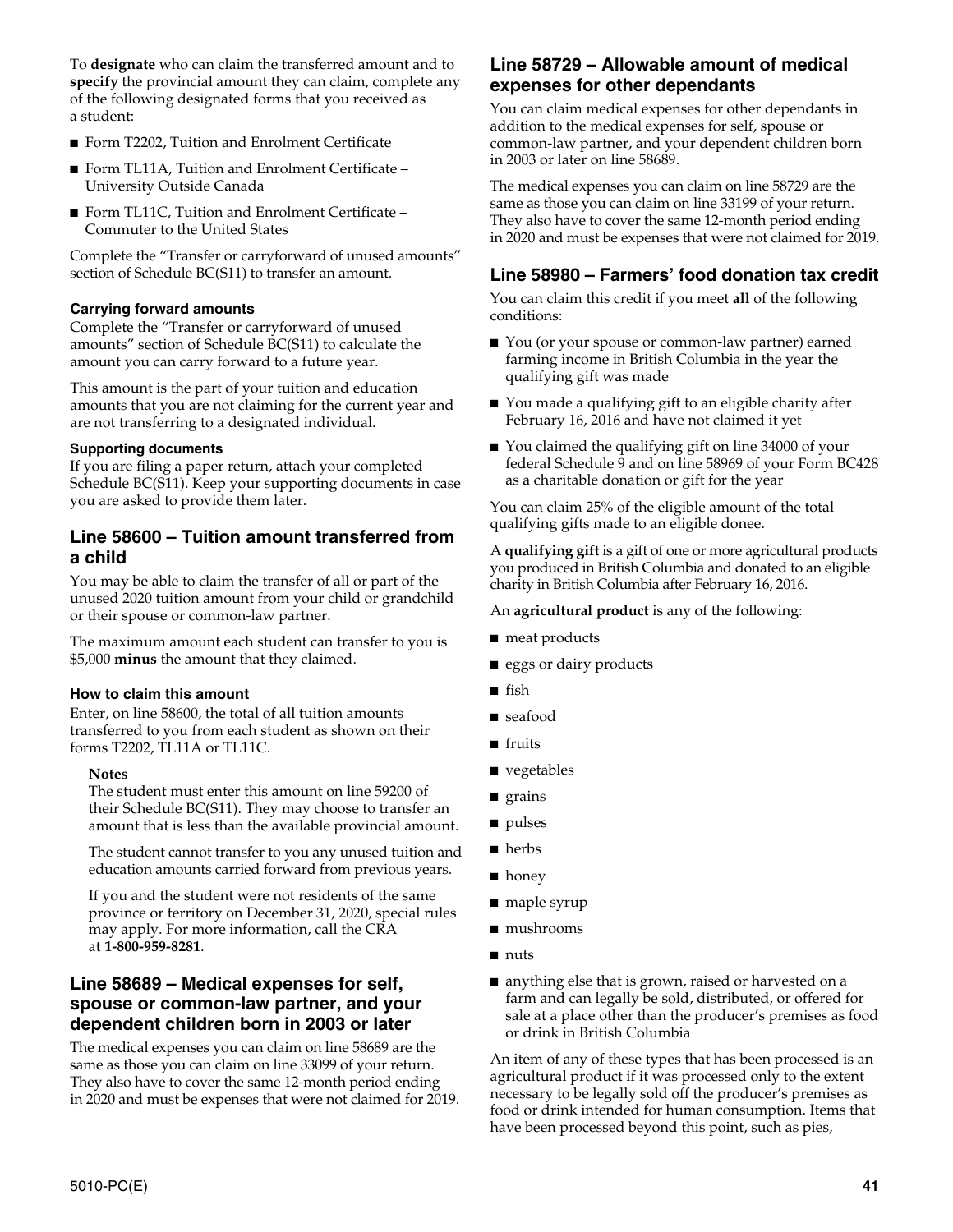To **designate** who can claim the transferred amount and to **specify** the provincial amount they can claim, complete any of the following designated forms that you received as a student:

- Form T2202, Tuition and Enrolment Certificate
- Form TL11A, Tuition and Enrolment Certificate – University Outside Canada
- Form TL11C, Tuition and Enrolment Certificate – Commuter to the United States

Complete the "Transfer or carryforward of unused amounts" section of Schedule BC(S11) to transfer an amount.

#### Carrying forward amounts

Complete the "Transfer or carryforward of unused amounts" section of Schedule BC(S11) to calculate the amount you can carry forward to a future year.

This amount is the part of your tuition and education amounts that you are not claiming for the current year and are not transferring to a designated individual.

#### Supporting documents

If you are filing a paper return, attach your completed Schedule BC(S11). Keep your supporting documents in case you are asked to provide them later.

### Line 58600 – Tuition amount transferred from a child

You may be able to claim the transfer of all or part of the unused 2020 tuition amount from your child or grandchild or their spouse or common-law partner.

The maximum amount each student can transfer to you is $5,000 **minus** the amount that they claimed.

#### How to claim this amount

Enter, on line 58600, the total of all tuition amounts transferred to you from each student as shown on their forms T2202, TL11A or TL11C.

**Notes**

The student must enter this amount on line 59200 of their Schedule BC(S11). They may choose to transfer an amount that is less than the available provincial amount.

The student cannot transfer to you any unused tuition and education amounts carried forward from previous years.

If you and the student were not residents of the same province or territory on December 31, 2020, special rules may apply. For more information, call the CRA at **1-800-959-8281**.

### Line 58689 – Medical expenses for self, spouse or common-law partner, and your dependent children born in 2003 or later

The medical expenses you can claim on line 58689 are the same as those you can claim on line 33099 of your return. They also have to cover the same 12-month period ending in 2020 and must be expenses that were not claimed for 2019.

### Line 58729 – Allowable amount of medical expenses for other dependants

You can claim medical expenses for other dependants in addition to the medical expenses for self, spouse or common-law partner, and your dependent children born in 2003 or later on line 58689.

The medical expenses you can claim on line 58729 are the same as those you can claim on line 33199 of your return. They also have to cover the same 12-month period ending in 2020 and must be expenses that were not claimed for 2019.

### Line 58980 – Farmers' food donation tax credit

You can claim this credit if you meet **all** of the following conditions:

- You (or your spouse or common-law partner) earned farming income in British Columbia in the year the qualifying gift was made
- You made a qualifying gift to an eligible charity after February 16, 2016 and have not claimed it yet
- You claimed the qualifying gift on line 34000 of your federal Schedule 9 and on line 58969 of your Form BC428 as a charitable donation or gift for the year

You can claim 25% of the eligible amount of the total qualifying gifts made to an eligible donee.

A **qualifying gift** is a gift of one or more agricultural products you produced in British Columbia and donated to an eligible charity in British Columbia after February 16, 2016.

An **agricultural product** is any of the following:

- meat products
- eggs or dairy products
- fish
- seafood
- fruits
- vegetables
- grains
- pulses
- herbs
- honey
- maple syrup
- mushrooms
- nuts
- anything else that is grown, raised or harvested on a farm and can legally be sold, distributed, or offered for sale at a place other than the producer's premises as food or drink in British Columbia

An item of any of these types that has been processed is an agricultural product if it was processed only to the extent necessary to be legally sold off the producer's premises as food or drink intended for human consumption. Items that have been processed beyond this point, such as pies,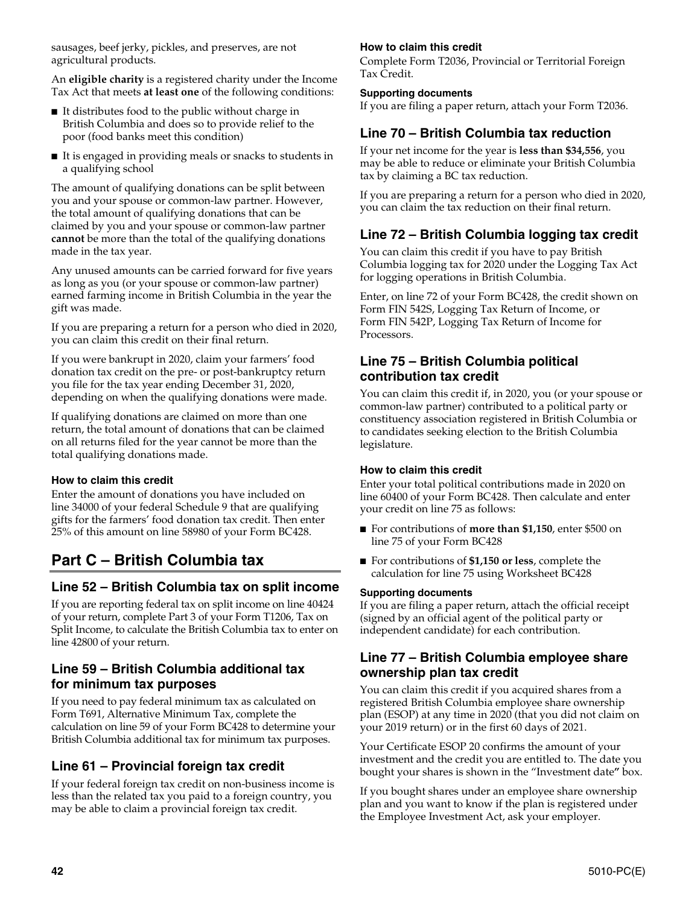sausages, beef jerky, pickles, and preserves, are not agricultural products.

An **eligible charity** is a registered charity under the Income Tax Act that meets **at least one** of the following conditions:

- It distributes food to the public without charge in British Columbia and does so to provide relief to the poor (food banks meet this condition)
- It is engaged in providing meals or snacks to students in a qualifying school

The amount of qualifying donations can be split between you and your spouse or common-law partner. However, the total amount of qualifying donations that can be claimed by you and your spouse or common-law partner **cannot** be more than the total of the qualifying donations made in the tax year.

Any unused amounts can be carried forward for five years as long as you (or your spouse or common-law partner) earned farming income in British Columbia in the year the gift was made.

If you are preparing a return for a person who died in 2020, you can claim this credit on their final return.

If you were bankrupt in 2020, claim your farmers' food donation tax credit on the pre- or post-bankruptcy return you file for the tax year ending December 31, 2020, depending on when the qualifying donations were made.

If qualifying donations are claimed on more than one return, the total amount of donations that can be claimed on all returns filed for the year cannot be more than the total qualifying donations made.

#### How to claim this credit

Enter the amount of donations you have included on line 34000 of your federal Schedule 9 that are qualifying gifts for the farmers' food donation tax credit. Then enter 25% of this amount on line 58980 of your Form BC428.

# Part C – British Columbia tax

## Line 52 – British Columbia tax on split income

If you are reporting federal tax on split income on line 40424 of your return, complete Part 3 of your Form T1206, Tax on Split Income, to calculate the British Columbia tax to enter on line 42800 of your return.

## Line 59 – British Columbia additional tax for minimum tax purposes

If you need to pay federal minimum tax as calculated on Form T691, Alternative Minimum Tax, complete the calculation on line 59 of your Form BC428 to determine your British Columbia additional tax for minimum tax purposes.

## Line 61 – Provincial foreign tax credit

If your federal foreign tax credit on non-business income is less than the related tax you paid to a foreign country, you may be able to claim a provincial foreign tax credit.

#### How to claim this credit

Complete Form T2036, Provincial or Territorial Foreign Tax Credit.

#### Supporting documents

If you are filing a paper return, attach your Form T2036.

## Line 70 – British Columbia tax reduction

If your net income for the year is **less than $34,556**, you may be able to reduce or eliminate your British Columbia tax by claiming a BC tax reduction.

If you are preparing a return for a person who died in 2020, you can claim the tax reduction on their final return.

## Line 72 – British Columbia logging tax credit

You can claim this credit if you have to pay British Columbia logging tax for 2020 under the Logging Tax Act for logging operations in British Columbia.

Enter, on line 72 of your Form BC428, the credit shown on Form FIN 542S, Logging Tax Return of Income, or Form FIN 542P, Logging Tax Return of Income for Processors.

## Line 75 – British Columbia political contribution tax credit

You can claim this credit if, in 2020, you (or your spouse or common-law partner) contributed to a political party or constituency association registered in British Columbia or to candidates seeking election to the British Columbia legislature.

#### How to claim this credit

Enter your total political contributions made in 2020 on line 60400 of your Form BC428. Then calculate and enter your credit on line 75 as follows:

- For contributions of **more than $1,150**, enter $500 on line 75 of your Form BC428
- For contributions of **$1,150 or less**, complete the calculation for line 75 using Worksheet BC428

#### Supporting documents

If you are filing a paper return, attach the official receipt (signed by an official agent of the political party or independent candidate) for each contribution.

## Line 77 – British Columbia employee share ownership plan tax credit

You can claim this credit if you acquired shares from a registered British Columbia employee share ownership plan (ESOP) at any time in 2020 (that you did not claim on your 2019 return) or in the first 60 days of 2021.

Your Certificate ESOP 20 confirms the amount of your investment and the credit you are entitled to. The date you bought your shares is shown in the "Investment date" box.

If you bought shares under an employee share ownership plan and you want to know if the plan is registered under the Employee Investment Act, ask your employer.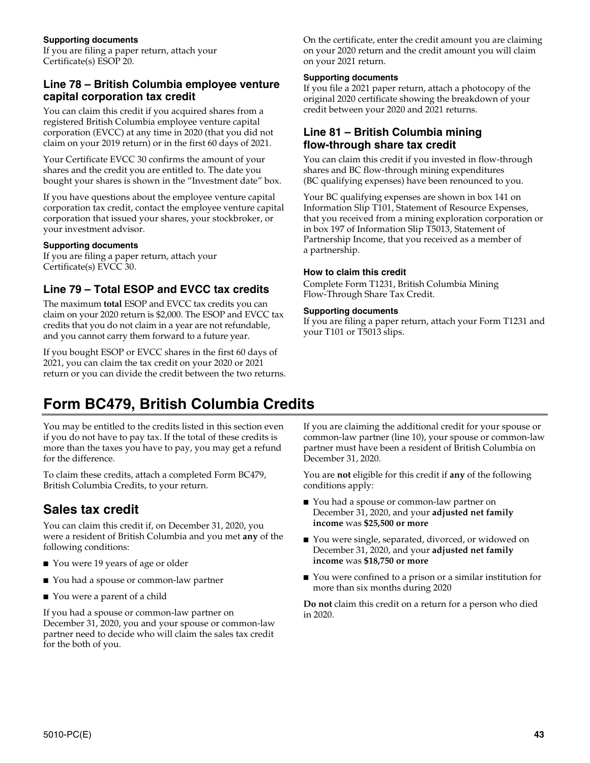#### Supporting documents

If you are filing a paper return, attach your Certificate(s) ESOP 20.

### Line 78 – British Columbia employee venture capital corporation tax credit

You can claim this credit if you acquired shares from a registered British Columbia employee venture capital corporation (EVCC) at any time in 2020 (that you did not claim on your 2019 return) or in the first 60 days of 2021.

Your Certificate EVCC 30 confirms the amount of your shares and the credit you are entitled to. The date you bought your shares is shown in the "Investment date" box.

If you have questions about the employee venture capital corporation tax credit, contact the employee venture capital corporation that issued your shares, your stockbroker, or your investment advisor.

#### Supporting documents

If you are filing a paper return, attach your Certificate(s) EVCC 30.

### Line 79 – Total ESOP and EVCC tax credits

The maximum **total** ESOP and EVCC tax credits you can claim on your 2020 return is $2,000. The ESOP and EVCC tax credits that you do not claim in a year are not refundable, and you cannot carry them forward to a future year.

If you bought ESOP or EVCC shares in the first 60 days of 2021, you can claim the tax credit on your 2020 or 2021 return or you can divide the credit between the two returns.

On the certificate, enter the credit amount you are claiming on your 2020 return and the credit amount you will claim on your 2021 return.

#### Supporting documents

If you file a 2021 paper return, attach a photocopy of the original 2020 certificate showing the breakdown of your credit between your 2020 and 2021 returns.

### Line 81 – British Columbia mining flow-through share tax credit

You can claim this credit if you invested in flow-through shares and BC flow-through mining expenditures (BC qualifying expenses) have been renounced to you.

Your BC qualifying expenses are shown in box 141 on Information Slip T101, Statement of Resource Expenses, that you received from a mining exploration corporation or in box 197 of Information Slip T5013, Statement of Partnership Income, that you received as a member of a partnership.

#### How to claim this credit

Complete Form T1231, British Columbia Mining Flow-Through Share Tax Credit.

#### Supporting documents

If you are filing a paper return, attach your Form T1231 and your T101 or T5013 slips.

# Form BC479, British Columbia Credits

You may be entitled to the credits listed in this section even if you do not have to pay tax. If the total of these credits is more than the taxes you have to pay, you may get a refund for the difference.

To claim these credits, attach a completed Form BC479, British Columbia Credits, to your return.

## Sales tax credit

You can claim this credit if, on December 31, 2020, you were a resident of British Columbia and you met **any** of the following conditions:

- You were 19 years of age or older
- You had a spouse or common-law partner
- You were a parent of a child

If you had a spouse or common-law partner on December 31, 2020, you and your spouse or common-law partner need to decide who will claim the sales tax credit for the both of you.

If you are claiming the additional credit for your spouse or common-law partner (line 10), your spouse or common-law partner must have been a resident of British Columbia on December 31, 2020.

You are **not** eligible for this credit if **any** of the following conditions apply:

- You had a spouse or common-law partner on December 31, 2020, and your **adjusted net family income** was **$25,500 or more**
- You were single, separated, divorced, or widowed on December 31, 2020, and your **adjusted net family income** was **$18,750 or more**
- You were confined to a prison or a similar institution for more than six months during 2020

**Do not** claim this credit on a return for a person who died in 2020.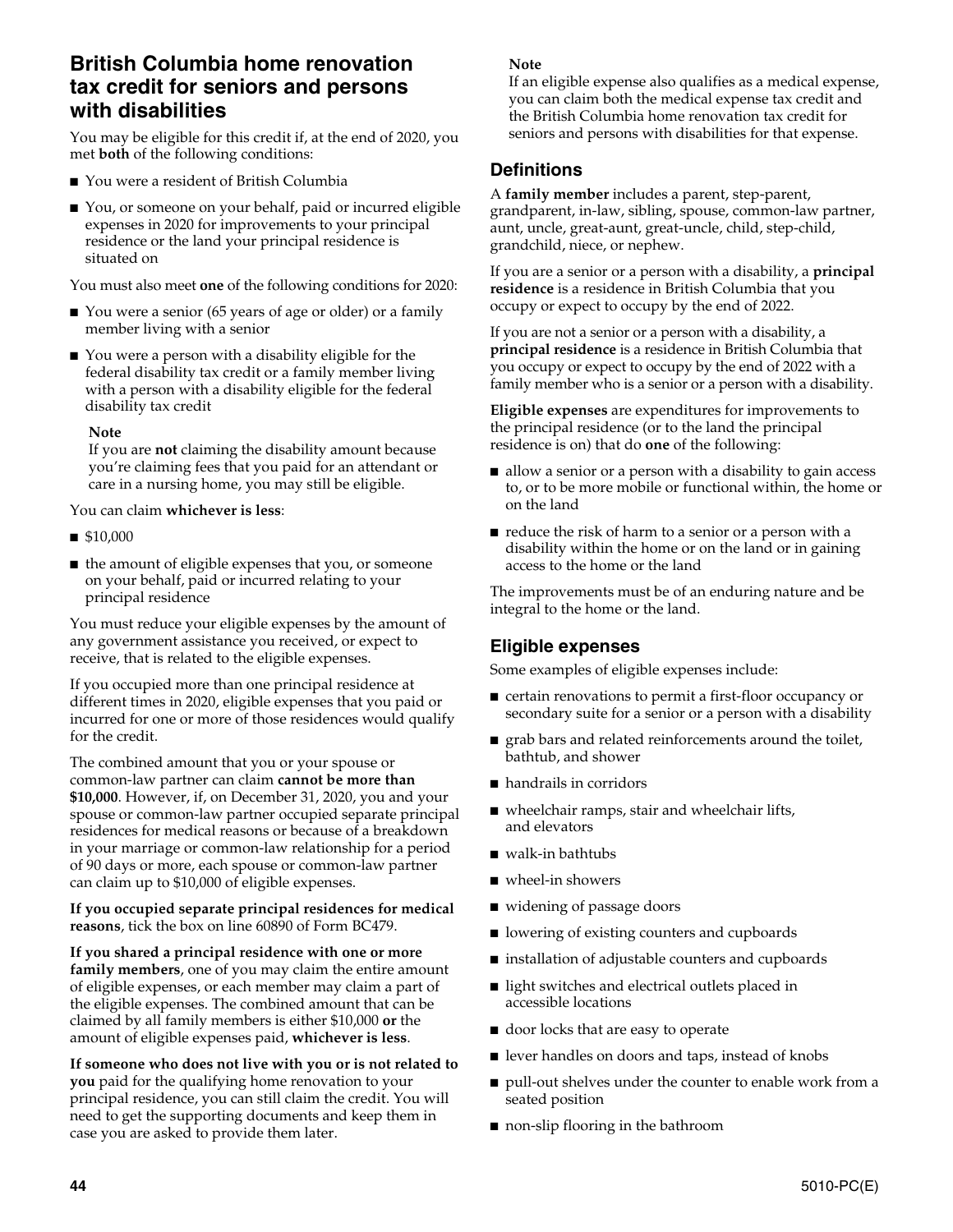## British Columbia home renovation tax credit for seniors and persons with disabilities

You may be eligible for this credit if, at the end of 2020, you met **both** of the following conditions:

- You were a resident of British Columbia
- You, or someone on your behalf, paid or incurred eligible expenses in 2020 for improvements to your principal residence or the land your principal residence is situated on

You must also meet **one** of the following conditions for 2020:

- You were a senior (65 years of age or older) or a family member living with a senior
- You were a person with a disability eligible for the federal disability tax credit or a family member living with a person with a disability eligible for the federal disability tax credit

**Note**
If you are **not** claiming the disability amount because you're claiming fees that you paid for an attendant or care in a nursing home, you may still be eligible.

You can claim **whichever is less**:

- $10,000
- the amount of eligible expenses that you, or someone on your behalf, paid or incurred relating to your principal residence

You must reduce your eligible expenses by the amount of any government assistance you received, or expect to receive, that is related to the eligible expenses.

If you occupied more than one principal residence at different times in 2020, eligible expenses that you paid or incurred for one or more of those residences would qualify for the credit.

The combined amount that you or your spouse or common-law partner can claim **cannot be more than $10,000**. However, if, on December 31, 2020, you and your spouse or common-law partner occupied separate principal residences for medical reasons or because of a breakdown in your marriage or common-law relationship for a period of 90 days or more, each spouse or common-law partner can claim up to $10,000 of eligible expenses.

**If you occupied separate principal residences for medical reasons**, tick the box on line 60890 of Form BC479.

**If you shared a principal residence with one or more family members**, one of you may claim the entire amount of eligible expenses, or each member may claim a part of the eligible expenses. The combined amount that can be claimed by all family members is either $10,000 **or** the amount of eligible expenses paid, **whichever is less**.

**If someone who does not live with you or is not related to you** paid for the qualifying home renovation to your principal residence, you can still claim the credit. You will need to get the supporting documents and keep them in case you are asked to provide them later.

**Note**
If an eligible expense also qualifies as a medical expense, you can claim both the medical expense tax credit and the British Columbia home renovation tax credit for seniors and persons with disabilities for that expense.

### Definitions

A **family member** includes a parent, step-parent, grandparent, in-law, sibling, spouse, common-law partner, aunt, uncle, great-aunt, great-uncle, child, step-child, grandchild, niece, or nephew.

If you are a senior or a person with a disability, a **principal residence** is a residence in British Columbia that you occupy or expect to occupy by the end of 2022.

If you are not a senior or a person with a disability, a **principal residence** is a residence in British Columbia that you occupy or expect to occupy by the end of 2022 with a family member who is a senior or a person with a disability.

**Eligible expenses** are expenditures for improvements to the principal residence (or to the land the principal residence is on) that do **one** of the following:

- allow a senior or a person with a disability to gain access to, or to be more mobile or functional within, the home or on the land
- reduce the risk of harm to a senior or a person with a disability within the home or on the land or in gaining access to the home or the land

The improvements must be of an enduring nature and be integral to the home or the land.

### Eligible expenses

Some examples of eligible expenses include:

- certain renovations to permit a first-floor occupancy or secondary suite for a senior or a person with a disability
- grab bars and related reinforcements around the toilet, bathtub, and shower
- handrails in corridors
- wheelchair ramps, stair and wheelchair lifts, and elevators
- walk-in bathtubs
- wheel-in showers
- widening of passage doors
- lowering of existing counters and cupboards
- installation of adjustable counters and cupboards
- light switches and electrical outlets placed in accessible locations
- door locks that are easy to operate
- lever handles on doors and taps, instead of knobs
- pull-out shelves under the counter to enable work from a seated position
- non-slip flooring in the bathroom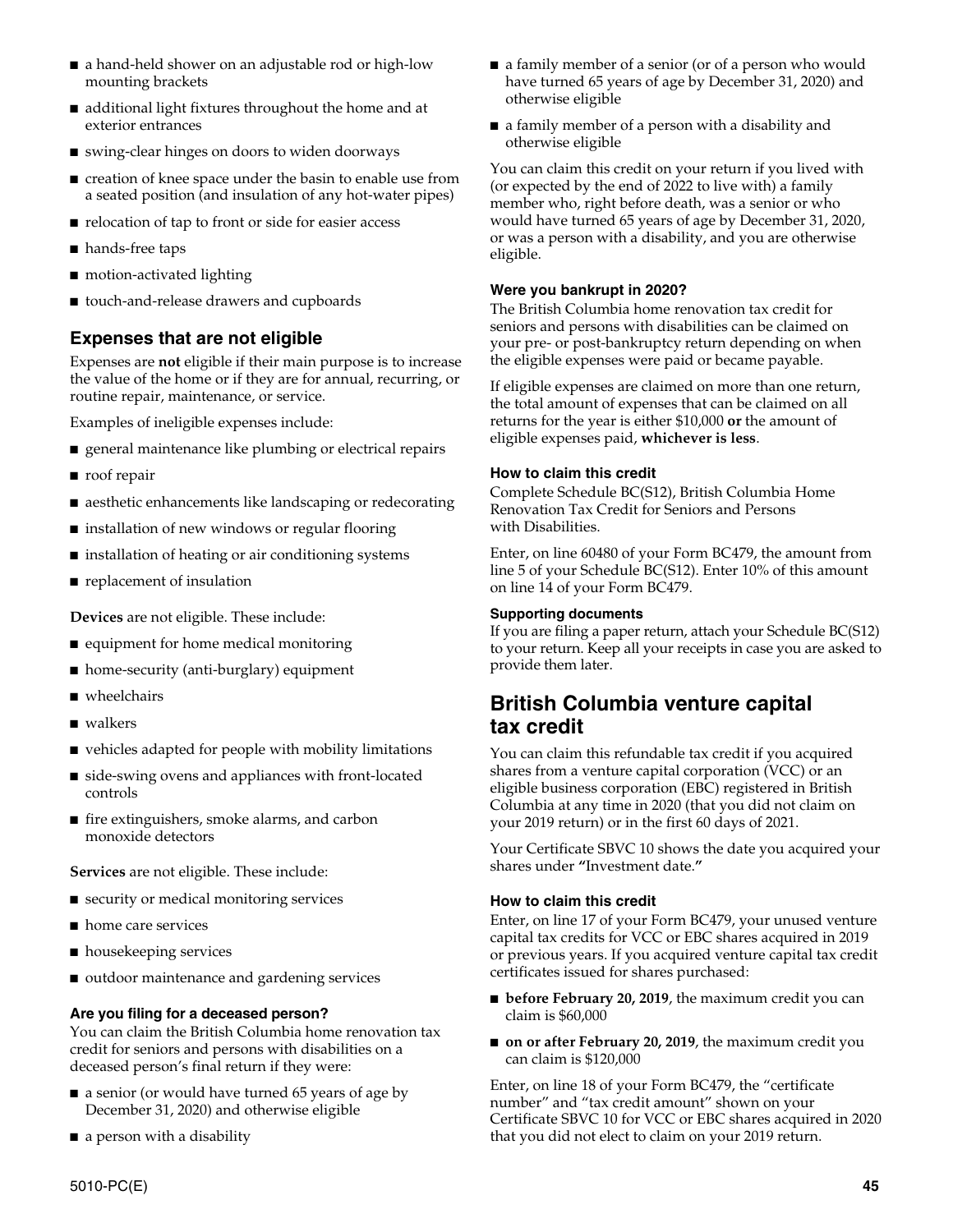- a hand-held shower on an adjustable rod or high-low mounting brackets
- additional light fixtures throughout the home and at exterior entrances
- swing-clear hinges on doors to widen doorways
- creation of knee space under the basin to enable use from a seated position (and insulation of any hot-water pipes)
- relocation of tap to front or side for easier access
- hands-free taps
- motion-activated lighting
- touch-and-release drawers and cupboards

### Expenses that are not eligible

Expenses are **not** eligible if their main purpose is to increase the value of the home or if they are for annual, recurring, or routine repair, maintenance, or service.

Examples of ineligible expenses include:

- general maintenance like plumbing or electrical repairs
- roof repair
- aesthetic enhancements like landscaping or redecorating
- installation of new windows or regular flooring
- installation of heating or air conditioning systems
- replacement of insulation

**Devices** are not eligible. These include:

- equipment for home medical monitoring
- home-security (anti-burglary) equipment
- wheelchairs
- walkers
- vehicles adapted for people with mobility limitations
- side-swing ovens and appliances with front-located controls
- fire extinguishers, smoke alarms, and carbon monoxide detectors

**Services** are not eligible. These include:

- security or medical monitoring services
- home care services
- housekeeping services
- outdoor maintenance and gardening services

#### Are you filing for a deceased person?

You can claim the British Columbia home renovation tax credit for seniors and persons with disabilities on a deceased person's final return if they were:

- a senior (or would have turned 65 years of age by December 31, 2020) and otherwise eligible
- a person with a disability
- a family member of a senior (or of a person who would have turned 65 years of age by December 31, 2020) and otherwise eligible
- a family member of a person with a disability and otherwise eligible

You can claim this credit on your return if you lived with (or expected by the end of 2022 to live with) a family member who, right before death, was a senior or who would have turned 65 years of age by December 31, 2020, or was a person with a disability, and you are otherwise eligible.

#### Were you bankrupt in 2020?

The British Columbia home renovation tax credit for seniors and persons with disabilities can be claimed on your pre- or post-bankruptcy return depending on when the eligible expenses were paid or became payable.

If eligible expenses are claimed on more than one return, the total amount of expenses that can be claimed on all returns for the year is either $10,000 **or** the amount of eligible expenses paid, **whichever is less**.

#### How to claim this credit

Complete Schedule BC(S12), British Columbia Home Renovation Tax Credit for Seniors and Persons with Disabilities.

Enter, on line 60480 of your Form BC479, the amount from line 5 of your Schedule BC(S12). Enter 10% of this amount on line 14 of your Form BC479.

#### Supporting documents

If you are filing a paper return, attach your Schedule BC(S12) to your return. Keep all your receipts in case you are asked to provide them later.

## British Columbia venture capital tax credit

You can claim this refundable tax credit if you acquired shares from a venture capital corporation (VCC) or an eligible business corporation (EBC) registered in British Columbia at any time in 2020 (that you did not claim on your 2019 return) or in the first 60 days of 2021.

Your Certificate SBVC 10 shows the date you acquired your shares under **"**Investment date.**"**

#### How to claim this credit

Enter, on line 17 of your Form BC479, your unused venture capital tax credits for VCC or EBC shares acquired in 2019 or previous years. If you acquired venture capital tax credit certificates issued for shares purchased:

- **before February 20, 2019**, the maximum credit you can claim is $60,000
- **on or after February 20, 2019**, the maximum credit you can claim is $120,000

Enter, on line 18 of your Form BC479, the "certificate number" and "tax credit amount" shown on your Certificate SBVC 10 for VCC or EBC shares acquired in 2020 that you did not elect to claim on your 2019 return.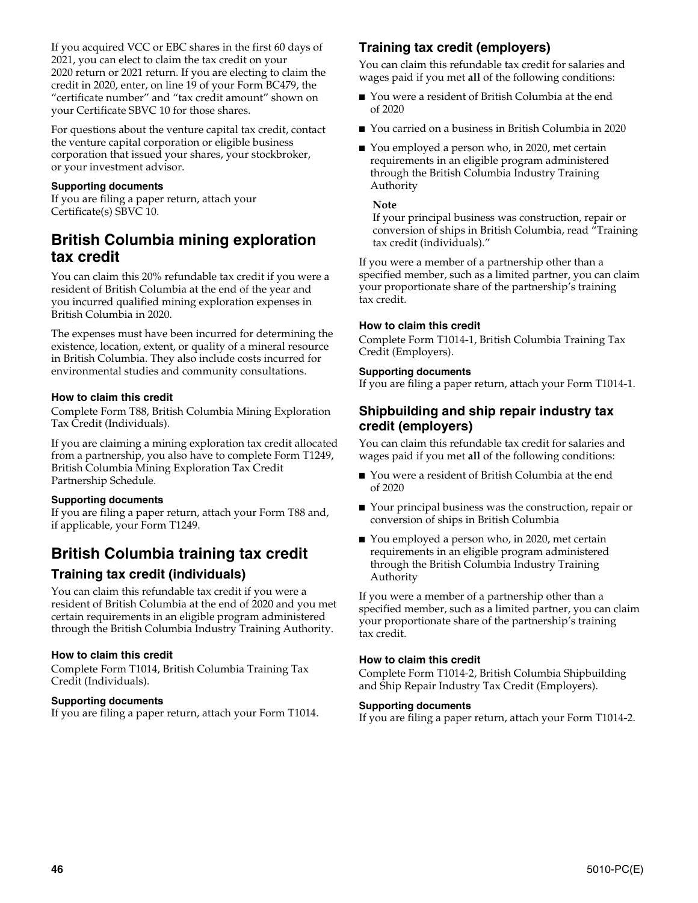If you acquired VCC or EBC shares in the first 60 days of 2021, you can elect to claim the tax credit on your 2020 return or 2021 return. If you are electing to claim the credit in 2020, enter, on line 19 of your Form BC479, the "certificate number" and "tax credit amount" shown on your Certificate SBVC 10 for those shares.

For questions about the venture capital tax credit, contact the venture capital corporation or eligible business corporation that issued your shares, your stockbroker, or your investment advisor.

#### Supporting documents

If you are filing a paper return, attach your Certificate(s) SBVC 10.

## British Columbia mining exploration tax credit

You can claim this 20% refundable tax credit if you were a resident of British Columbia at the end of the year and you incurred qualified mining exploration expenses in British Columbia in 2020.

The expenses must have been incurred for determining the existence, location, extent, or quality of a mineral resource in British Columbia. They also include costs incurred for environmental studies and community consultations.

#### How to claim this credit

Complete Form T88, British Columbia Mining Exploration Tax Credit (Individuals).

If you are claiming a mining exploration tax credit allocated from a partnership, you also have to complete Form T1249, British Columbia Mining Exploration Tax Credit Partnership Schedule.

#### Supporting documents

If you are filing a paper return, attach your Form T88 and, if applicable, your Form T1249.

## British Columbia training tax credit

### Training tax credit (individuals)

You can claim this refundable tax credit if you were a resident of British Columbia at the end of 2020 and you met certain requirements in an eligible program administered through the British Columbia Industry Training Authority.

#### How to claim this credit

Complete Form T1014, British Columbia Training Tax Credit (Individuals).

#### Supporting documents

If you are filing a paper return, attach your Form T1014.

### Training tax credit (employers)

You can claim this refundable tax credit for salaries and wages paid if you met **all** of the following conditions:

- You were a resident of British Columbia at the end of 2020
- You carried on a business in British Columbia in 2020
- You employed a person who, in 2020, met certain requirements in an eligible program administered through the British Columbia Industry Training Authority

**Note**
If your principal business was construction, repair or conversion of ships in British Columbia, read "Training tax credit (individuals)."

If you were a member of a partnership other than a specified member, such as a limited partner, you can claim your proportionate share of the partnership's training tax credit.

#### How to claim this credit

Complete Form T1014-1, British Columbia Training Tax Credit (Employers).

#### Supporting documents

If you are filing a paper return, attach your Form T1014-1.

### Shipbuilding and ship repair industry tax credit (employers)

You can claim this refundable tax credit for salaries and wages paid if you met **all** of the following conditions:

- You were a resident of British Columbia at the end of 2020
- Your principal business was the construction, repair or conversion of ships in British Columbia
- You employed a person who, in 2020, met certain requirements in an eligible program administered through the British Columbia Industry Training Authority

If you were a member of a partnership other than a specified member, such as a limited partner, you can claim your proportionate share of the partnership's training tax credit.

#### How to claim this credit

Complete Form T1014-2, British Columbia Shipbuilding and Ship Repair Industry Tax Credit (Employers).

#### Supporting documents

If you are filing a paper return, attach your Form T1014-2.